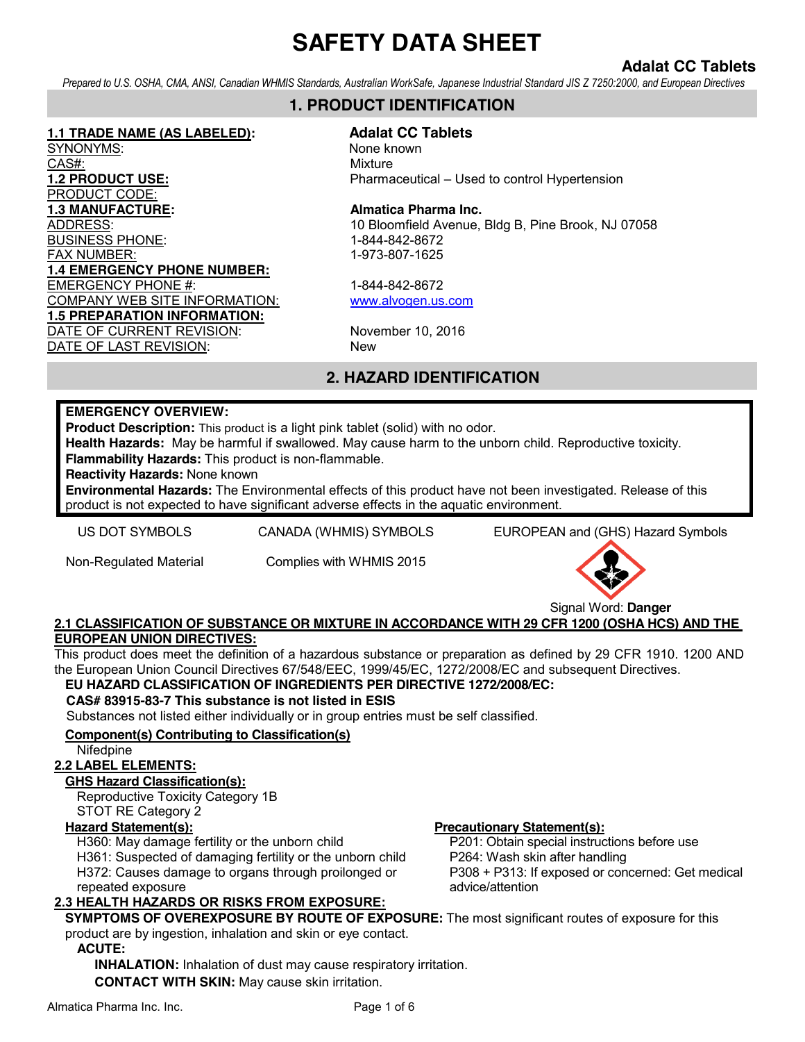# SAFETY DATA SHEET

**Adalat CC Tablets**

*Prepared to U.S. OSHA, CMA, ANSI, Canadian WHMIS Standards, Australian WorkSafe, Japanese Industrial Standard JIS Z 7250:2000, and European Directives*

## 1. PRODUCT IDENTIFICATION

**1.1 TRADE NAME (AS LABELED):** **Adalat CC Tablets**
SYNONYMS: None known
CAS#: Mixture
**1.2 PRODUCT USE:** Pharmaceutical – Used to control Hypertension
PRODUCT CODE:
**1.3 MANUFACTURE:** **Almatica Pharma Inc.**
ADDRESS: 10 Bloomfield Avenue, Bldg B, Pine Brook, NJ 07058
BUSINESS PHONE: 1-844-842-8672
FAX NUMBER: 1-973-807-1625
**1.4 EMERGENCY PHONE NUMBER:**
EMERGENCY PHONE #: 1-844-842-8672
COMPANY WEB SITE INFORMATION: www.alvogen.us.com
**1.5 PREPARATION INFORMATION:**
DATE OF CURRENT REVISION: November 10, 2016
DATE OF LAST REVISION: New

## 2. HAZARD IDENTIFICATION

**EMERGENCY OVERVIEW:**
**Product Description:** This product is a light pink tablet (solid) with no odor.
**Health Hazards:** May be harmful if swallowed. May cause harm to the unborn child. Reproductive toxicity.
**Flammability Hazards:** This product is non-flammable.
**Reactivity Hazards:** None known
**Environmental Hazards:** The Environmental effects of this product have not been investigated. Release of this product is not expected to have significant adverse effects in the aquatic environment.

| US DOT SYMBOLS | CANADA (WHMIS) SYMBOLS | EUROPEAN and (GHS) Hazard Symbols |
|---|---|---|
| Non-Regulated Material | Complies with WHMIS 2015 | Signal Word: **Danger** |

**2.1 CLASSIFICATION OF SUBSTANCE OR MIXTURE IN ACCORDANCE WITH 29 CFR 1200 (OSHA HCS) AND THE EUROPEAN UNION DIRECTIVES:**
This product does meet the definition of a hazardous substance or preparation as defined by 29 CFR 1910. 1200 AND the European Union Council Directives 67/548/EEC, 1999/45/EC, 1272/2008/EC and subsequent Directives.

**EU HAZARD CLASSIFICATION OF INGREDIENTS PER DIRECTIVE 1272/2008/EC:**

**CAS# 83915-83-7 This substance is not listed in ESIS**

Substances not listed either individually or in group entries must be self classified.

**Component(s) Contributing to Classification(s)**

Nifedpine

**2.2 LABEL ELEMENTS:**

**GHS Hazard Classification(s):**

Reproductive Toxicity Category 1B
STOT RE Category 2

**Hazard Statement(s):**

H360: May damage fertility or the unborn child
H361: Suspected of damaging fertility or the unborn child
H372: Causes damage to organs through proilonged or repeated exposure

**Precautionary Statement(s):**

P201: Obtain special instructions before use
P264: Wash skin after handling
P308 + P313: If exposed or concerned: Get medical advice/attention

**2.3 HEALTH HAZARDS OR RISKS FROM EXPOSURE:**

**SYMPTOMS OF OVEREXPOSURE BY ROUTE OF EXPOSURE:** The most significant routes of exposure for this product are by ingestion, inhalation and skin or eye contact.

**ACUTE:**

**INHALATION:** Inhalation of dust may cause respiratory irritation.

**CONTACT WITH SKIN:** May cause skin irritation.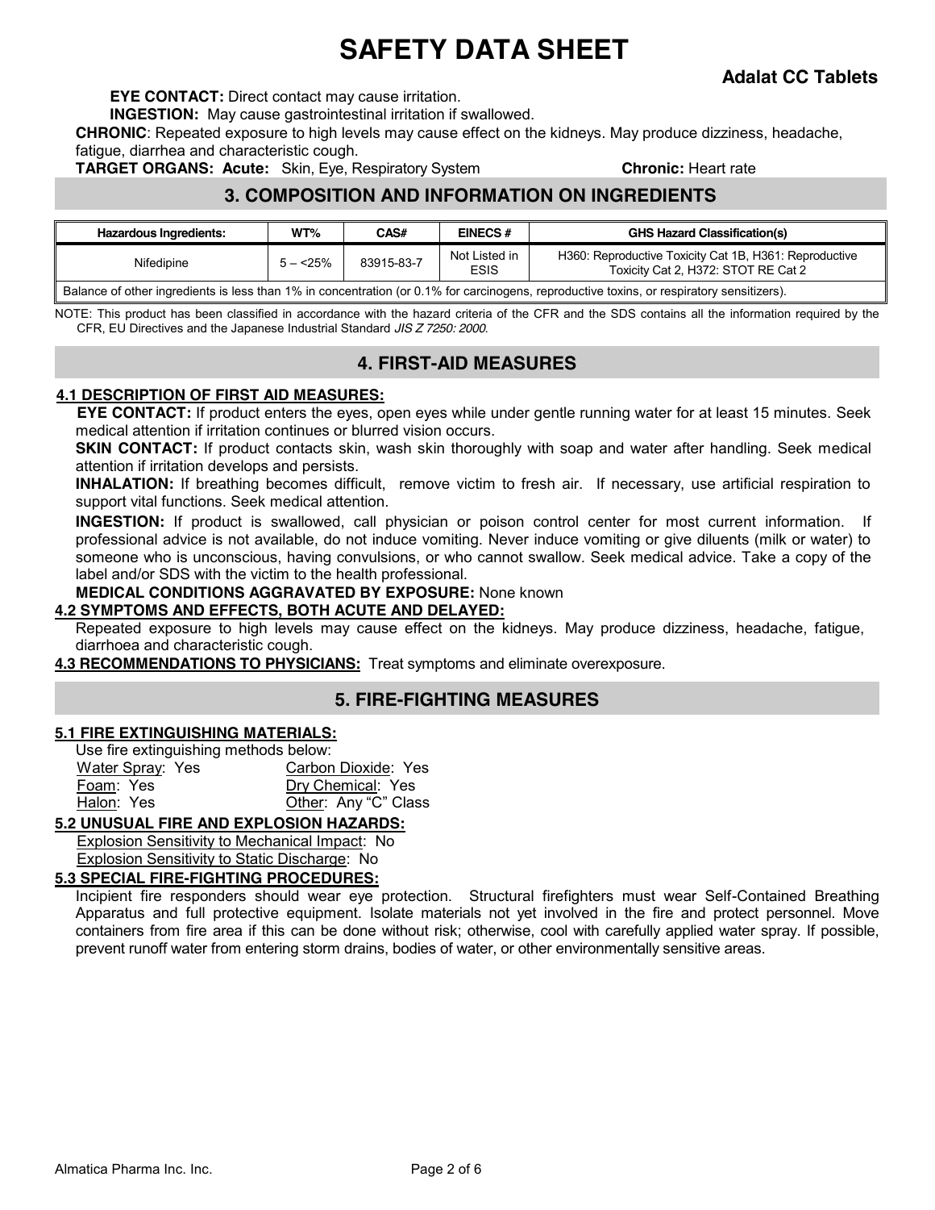**EYE CONTACT:** Direct contact may cause irritation.

**INGESTION:** May cause gastrointestinal irritation if swallowed.

**CHRONIC**: Repeated exposure to high levels may cause effect on the kidneys. May produce dizziness, headache, fatigue, diarrhea and characteristic cough.

**TARGET ORGANS: Acute:** Skin, Eye, Respiratory System **Chronic:** Heart rate

## 3. COMPOSITION AND INFORMATION ON INGREDIENTS

| Hazardous Ingredients: | WT% | CAS# | EINECS # | GHS Hazard Classification(s) |
|---|---|---|---|---|
| Nifedipine | 5 – <25% | 83915-83-7 | Not Listed in ESIS | H360: Reproductive Toxicity Cat 1B, H361: Reproductive Toxicity Cat 2, H372: STOT RE Cat 2 |
| Balance of other ingredients is less than 1% in concentration (or 0.1% for carcinogens, reproductive toxins, or respiratory sensitizers). | | | | |

NOTE: This product has been classified in accordance with the hazard criteria of the CFR and the SDS contains all the information required by the CFR, EU Directives and the Japanese Industrial Standard *JIS Z 7250: 2000*.

## 4. FIRST-AID MEASURES

### 4.1 DESCRIPTION OF FIRST AID MEASURES:

**EYE CONTACT:** If product enters the eyes, open eyes while under gentle running water for at least 15 minutes. Seek medical attention if irritation continues or blurred vision occurs.

**SKIN CONTACT:** If product contacts skin, wash skin thoroughly with soap and water after handling. Seek medical attention if irritation develops and persists.

**INHALATION:** If breathing becomes difficult, remove victim to fresh air. If necessary, use artificial respiration to support vital functions. Seek medical attention.

**INGESTION:** If product is swallowed, call physician or poison control center for most current information. If professional advice is not available, do not induce vomiting. Never induce vomiting or give diluents (milk or water) to someone who is unconscious, having convulsions, or who cannot swallow. Seek medical advice. Take a copy of the label and/or SDS with the victim to the health professional.

**MEDICAL CONDITIONS AGGRAVATED BY EXPOSURE:** None known

### 4.2 SYMPTOMS AND EFFECTS, BOTH ACUTE AND DELAYED:

Repeated exposure to high levels may cause effect on the kidneys. May produce dizziness, headache, fatigue, diarrhoea and characteristic cough.

**4.3 RECOMMENDATIONS TO PHYSICIANS:** Treat symptoms and eliminate overexposure.

## 5. FIRE-FIGHTING MEASURES

### 5.1 FIRE EXTINGUISHING MATERIALS:

Use fire extinguishing methods below:

| | |
|---|---|
| Water Spray: Yes | Carbon Dioxide: Yes |
| Foam: Yes | Dry Chemical: Yes |
| Halon: Yes | Other: Any "C" Class |

### 5.2 UNUSUAL FIRE AND EXPLOSION HAZARDS:

Explosion Sensitivity to Mechanical Impact: No

Explosion Sensitivity to Static Discharge: No

### 5.3 SPECIAL FIRE-FIGHTING PROCEDURES:

Incipient fire responders should wear eye protection. Structural firefighters must wear Self-Contained Breathing Apparatus and full protective equipment. Isolate materials not yet involved in the fire and protect personnel. Move containers from fire area if this can be done without risk; otherwise, cool with carefully applied water spray. If possible, prevent runoff water from entering storm drains, bodies of water, or other environmentally sensitive areas.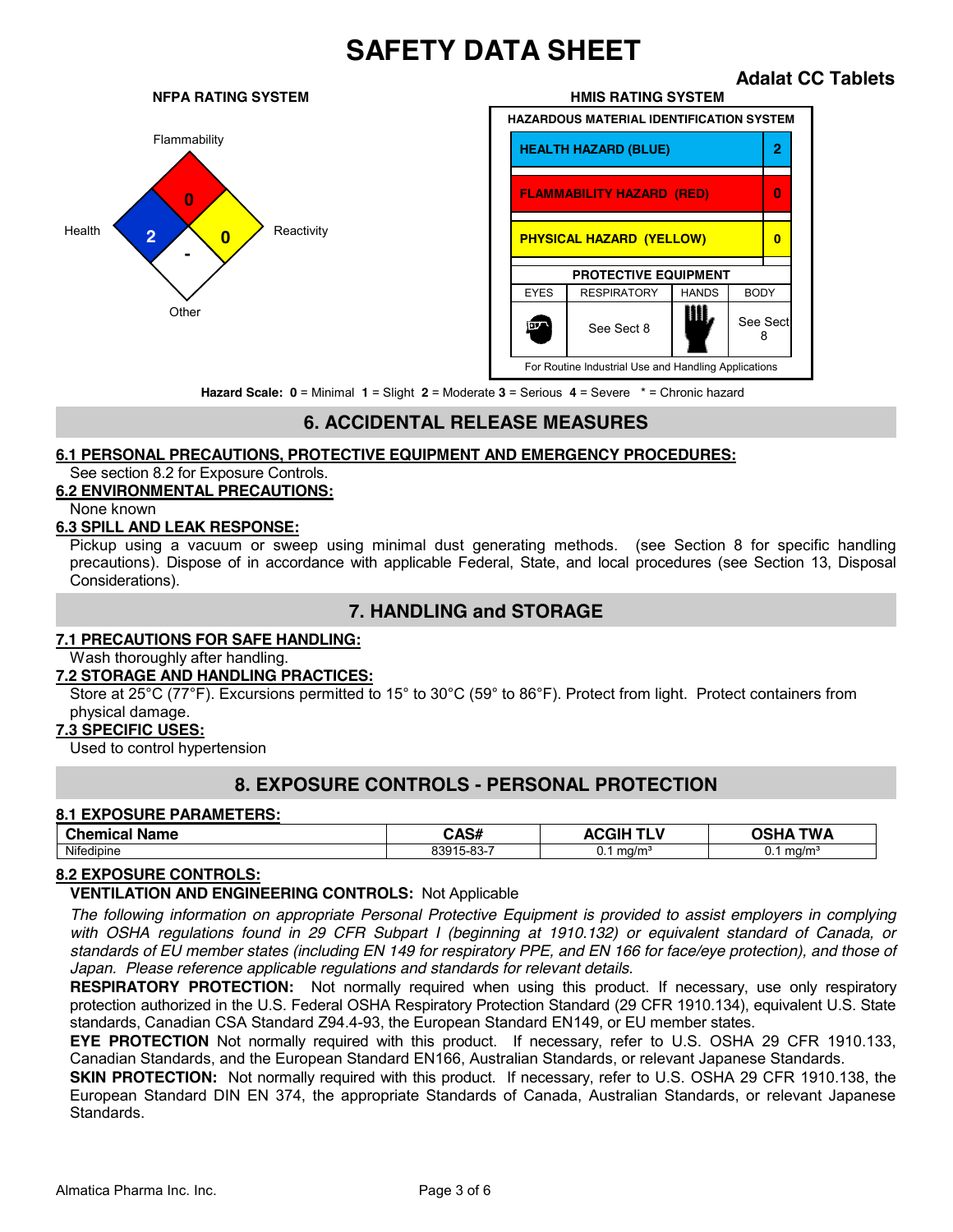# SAFETY DATA SHEET

**Adalat CC Tablets**

**NFPA RATING SYSTEM**

| Health | Flammability | Reactivity | Other |
|---|---|---|---|
| 2 | 0 | 0 | - |

**HMIS RATING SYSTEM**

| HAZARDOUS MATERIAL IDENTIFICATION SYSTEM | |
|---|---|
| HEALTH HAZARD (BLUE) | 2 |
| FLAMMABILITY HAZARD (RED) | 0 |
| PHYSICAL HAZARD (YELLOW) | 0 |

**PROTECTIVE EQUIPMENT**

| EYES | RESPIRATORY | HANDS | BODY |
|---|---|---|---|
| | See Sect 8 | | See Sect 8 |

For Routine Industrial Use and Handling Applications

**Hazard Scale: 0** = Minimal **1** = Slight **2** = Moderate **3** = Serious **4** = Severe * = Chronic hazard

## 6. ACCIDENTAL RELEASE MEASURES

### 6.1 PERSONAL PRECAUTIONS, PROTECTIVE EQUIPMENT AND EMERGENCY PROCEDURES:

See section 8.2 for Exposure Controls.

### 6.2 ENVIRONMENTAL PRECAUTIONS:

None known

### 6.3 SPILL AND LEAK RESPONSE:

Pickup using a vacuum or sweep using minimal dust generating methods. (see Section 8 for specific handling precautions). Dispose of in accordance with applicable Federal, State, and local procedures (see Section 13, Disposal Considerations).

## 7. HANDLING and STORAGE

### 7.1 PRECAUTIONS FOR SAFE HANDLING:

Wash thoroughly after handling.

### 7.2 STORAGE AND HANDLING PRACTICES:

Store at 25°C (77°F). Excursions permitted to 15° to 30°C (59° to 86°F). Protect from light. Protect containers from physical damage.

### 7.3 SPECIFIC USES:

Used to control hypertension

## 8. EXPOSURE CONTROLS - PERSONAL PROTECTION

### 8.1 EXPOSURE PARAMETERS:

| Chemical Name | CAS# | ACGIH TLV | OSHA TWA |
|---|---|---|---|
| Nifedipine | 83915-83-7 | 0.1 mg/m³ | 0.1 mg/m³ |

### 8.2 EXPOSURE CONTROLS:

**VENTILATION AND ENGINEERING CONTROLS:** Not Applicable

*The following information on appropriate Personal Protective Equipment is provided to assist employers in complying with OSHA regulations found in 29 CFR Subpart I (beginning at 1910.132) or equivalent standard of Canada, or standards of EU member states (including EN 149 for respiratory PPE, and EN 166 for face/eye protection), and those of Japan. Please reference applicable regulations and standards for relevant details.*

**RESPIRATORY PROTECTION:** Not normally required when using this product. If necessary, use only respiratory protection authorized in the U.S. Federal OSHA Respiratory Protection Standard (29 CFR 1910.134), equivalent U.S. State standards, Canadian CSA Standard Z94.4-93, the European Standard EN149, or EU member states.

**EYE PROTECTION** Not normally required with this product. If necessary, refer to U.S. OSHA 29 CFR 1910.133, Canadian Standards, and the European Standard EN166, Australian Standards, or relevant Japanese Standards.

**SKIN PROTECTION:** Not normally required with this product. If necessary, refer to U.S. OSHA 29 CFR 1910.138, the European Standard DIN EN 374, the appropriate Standards of Canada, Australian Standards, or relevant Japanese Standards.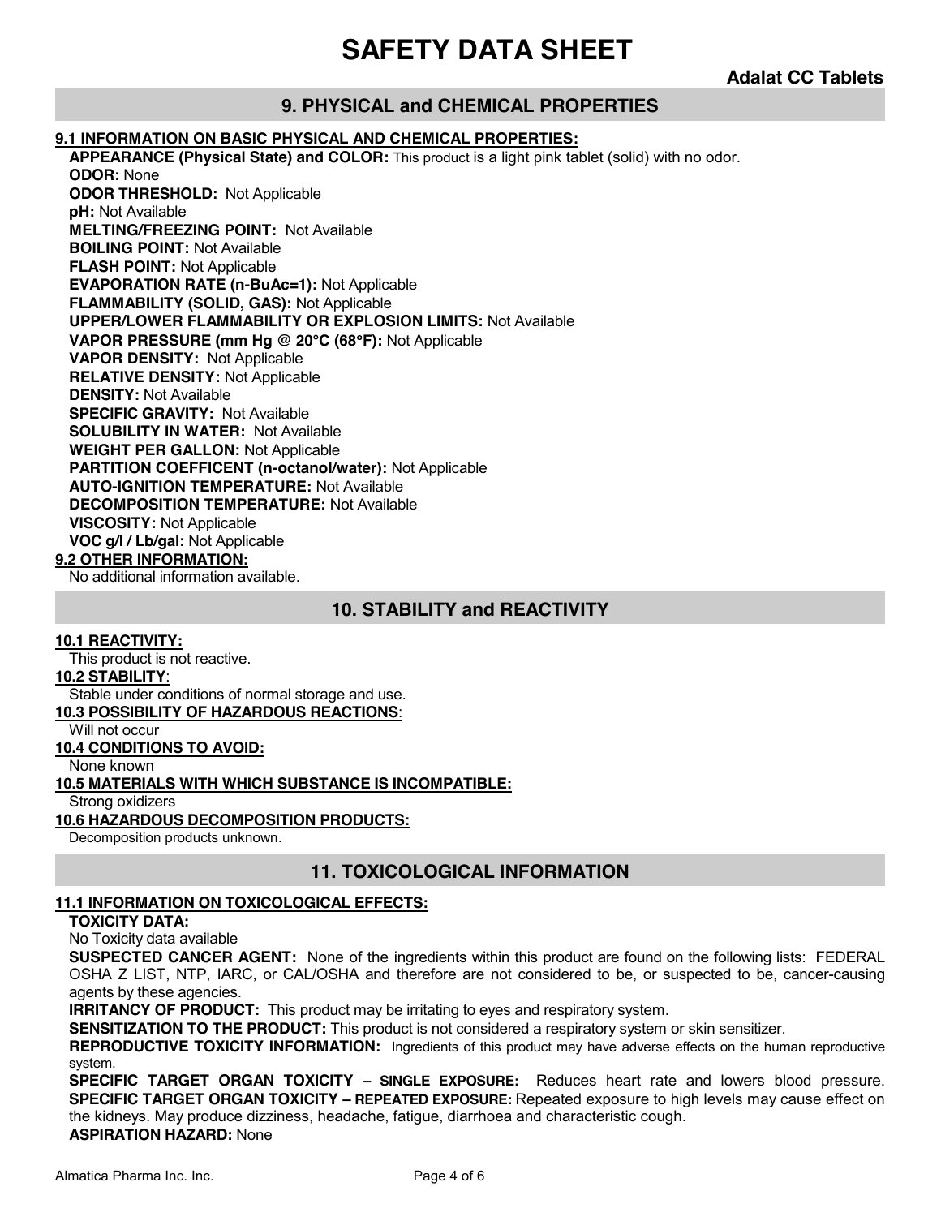# SAFETY DATA SHEET

**Adalat CC Tablets**

## 9. PHYSICAL and CHEMICAL PROPERTIES

**9.1 INFORMATION ON BASIC PHYSICAL AND CHEMICAL PROPERTIES:**

**APPEARANCE (Physical State) and COLOR:** This product is a light pink tablet (solid) with no odor.
**ODOR:** None
**ODOR THRESHOLD:** Not Applicable
**pH:** Not Available
**MELTING/FREEZING POINT:** Not Available
**BOILING POINT:** Not Available
**FLASH POINT:** Not Applicable
**EVAPORATION RATE (n-BuAc=1):** Not Applicable
**FLAMMABILITY (SOLID, GAS):** Not Applicable
**UPPER/LOWER FLAMMABILITY OR EXPLOSION LIMITS:** Not Available
**VAPOR PRESSURE (mm Hg @ 20°C (68°F):** Not Applicable
**VAPOR DENSITY:** Not Applicable
**RELATIVE DENSITY:** Not Applicable
**DENSITY:** Not Available
**SPECIFIC GRAVITY:** Not Available
**SOLUBILITY IN WATER:** Not Available
**WEIGHT PER GALLON:** Not Applicable
**PARTITION COEFFICENT (n-octanol/water):** Not Applicable
**AUTO-IGNITION TEMPERATURE:** Not Available
**DECOMPOSITION TEMPERATURE:** Not Available
**VISCOSITY:** Not Applicable
**VOC g/l / Lb/gal:** Not Applicable

**9.2 OTHER INFORMATION:**

No additional information available.

## 10. STABILITY and REACTIVITY

**10.1 REACTIVITY:**
This product is not reactive.

**10.2 STABILITY**:
Stable under conditions of normal storage and use.

**10.3 POSSIBILITY OF HAZARDOUS REACTIONS**:
Will not occur

**10.4 CONDITIONS TO AVOID:**
None known

**10.5 MATERIALS WITH WHICH SUBSTANCE IS INCOMPATIBLE:**
Strong oxidizers

**10.6 HAZARDOUS DECOMPOSITION PRODUCTS:**
Decomposition products unknown.

## 11. TOXICOLOGICAL INFORMATION

**11.1 INFORMATION ON TOXICOLOGICAL EFFECTS:**

**TOXICITY DATA:**
No Toxicity data available

**SUSPECTED CANCER AGENT:** None of the ingredients within this product are found on the following lists: FEDERAL OSHA Z LIST, NTP, IARC, or CAL/OSHA and therefore are not considered to be, or suspected to be, cancer-causing agents by these agencies.

**IRRITANCY OF PRODUCT:** This product may be irritating to eyes and respiratory system.

**SENSITIZATION TO THE PRODUCT:** This product is not considered a respiratory system or skin sensitizer.

**REPRODUCTIVE TOXICITY INFORMATION:** Ingredients of this product may have adverse effects on the human reproductive system.

**SPECIFIC TARGET ORGAN TOXICITY – SINGLE EXPOSURE:** Reduces heart rate and lowers blood pressure.
**SPECIFIC TARGET ORGAN TOXICITY – REPEATED EXPOSURE:** Repeated exposure to high levels may cause effect on the kidneys. May produce dizziness, headache, fatigue, diarrhoea and characteristic cough.

**ASPIRATION HAZARD:** None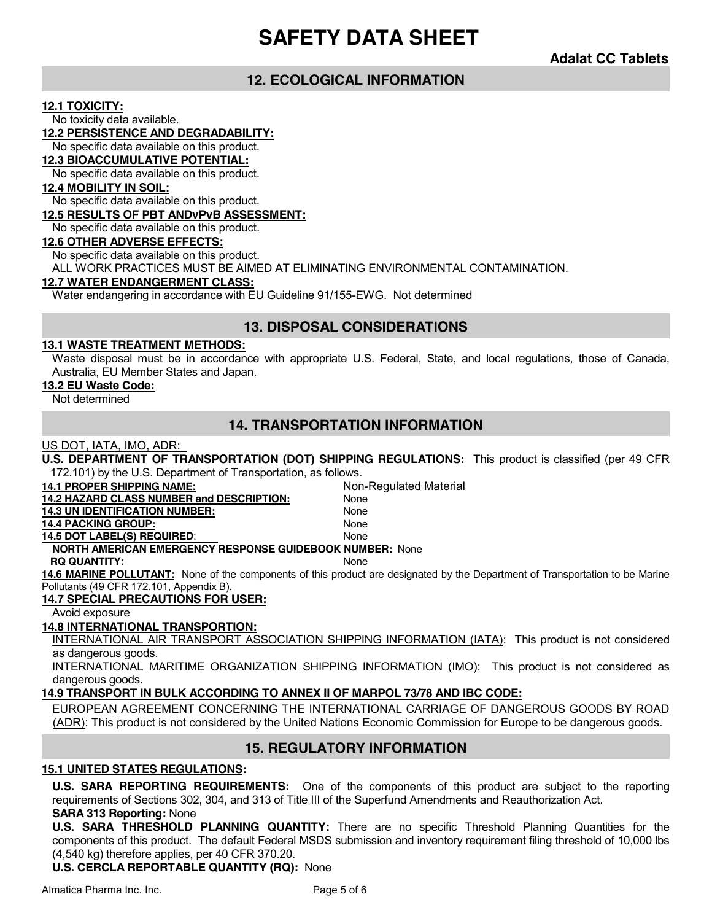# SAFETY DATA SHEET

**Adalat CC Tablets**

## 12. ECOLOGICAL INFORMATION

**12.1 TOXICITY:**
No toxicity data available.

**12.2 PERSISTENCE AND DEGRADABILITY:**
No specific data available on this product.

**12.3 BIOACCUMULATIVE POTENTIAL:**
No specific data available on this product.

**12.4 MOBILITY IN SOIL:**
No specific data available on this product.

**12.5 RESULTS OF PBT ANDvPvB ASSESSMENT:**
No specific data available on this product.

**12.6 OTHER ADVERSE EFFECTS:**
No specific data available on this product.
ALL WORK PRACTICES MUST BE AIMED AT ELIMINATING ENVIRONMENTAL CONTAMINATION.

**12.7 WATER ENDANGERMENT CLASS:**
Water endangering in accordance with EU Guideline 91/155-EWG. Not determined

## 13. DISPOSAL CONSIDERATIONS

**13.1 WASTE TREATMENT METHODS:**
Waste disposal must be in accordance with appropriate U.S. Federal, State, and local regulations, those of Canada, Australia, EU Member States and Japan.

**13.2 EU Waste Code:**
Not determined

## 14. TRANSPORTATION INFORMATION

US DOT, IATA, IMO, ADR:

**U.S. DEPARTMENT OF TRANSPORTATION (DOT) SHIPPING REGULATIONS:** This product is classified (per 49 CFR 172.101) by the U.S. Department of Transportation, as follows.

**14.1 PROPER SHIPPING NAME:** Non-Regulated Material
**14.2 HAZARD CLASS NUMBER and DESCRIPTION:** None
**14.3 UN IDENTIFICATION NUMBER:** None
**14.4 PACKING GROUP:** None
**14.5 DOT LABEL(S) REQUIRED:** None
**NORTH AMERICAN EMERGENCY RESPONSE GUIDEBOOK NUMBER:** None
**RQ QUANTITY:** None

**14.6 MARINE POLLUTANT:** None of the components of this product are designated by the Department of Transportation to be Marine Pollutants (49 CFR 172.101, Appendix B).

**14.7 SPECIAL PRECAUTIONS FOR USER:**
Avoid exposure

**14.8 INTERNATIONAL TRANSPORTION:**
INTERNATIONAL AIR TRANSPORT ASSOCIATION SHIPPING INFORMATION (IATA): This product is not considered as dangerous goods.
INTERNATIONAL MARITIME ORGANIZATION SHIPPING INFORMATION (IMO): This product is not considered as dangerous goods.

**14.9 TRANSPORT IN BULK ACCORDING TO ANNEX II OF MARPOL 73/78 AND IBC CODE:**
EUROPEAN AGREEMENT CONCERNING THE INTERNATIONAL CARRIAGE OF DANGEROUS GOODS BY ROAD (ADR): This product is not considered by the United Nations Economic Commission for Europe to be dangerous goods.

## 15. REGULATORY INFORMATION

**15.1 UNITED STATES REGULATIONS:**

**U.S. SARA REPORTING REQUIREMENTS:** One of the components of this product are subject to the reporting requirements of Sections 302, 304, and 313 of Title III of the Superfund Amendments and Reauthorization Act.
**SARA 313 Reporting:** None
**U.S. SARA THRESHOLD PLANNING QUANTITY:** There are no specific Threshold Planning Quantities for the components of this product. The default Federal MSDS submission and inventory requirement filing threshold of 10,000 lbs (4,540 kg) therefore applies, per 40 CFR 370.20.
**U.S. CERCLA REPORTABLE QUANTITY (RQ):** None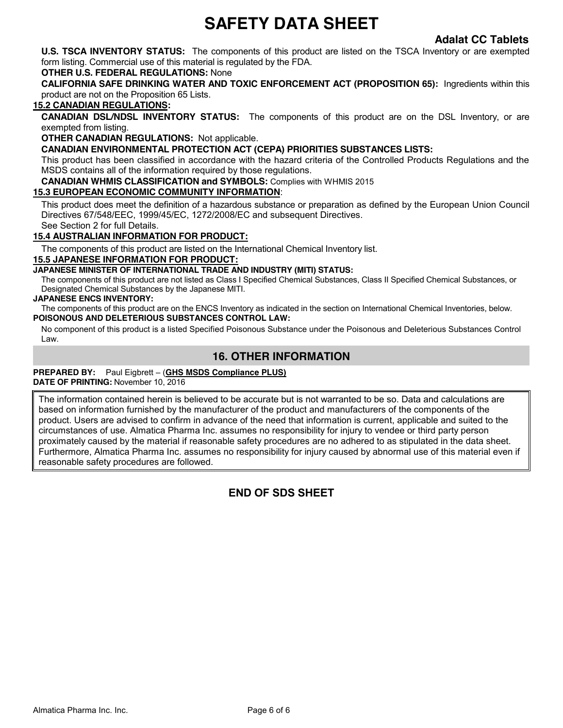**U.S. TSCA INVENTORY STATUS:** The components of this product are listed on the TSCA Inventory or are exempted form listing. Commercial use of this material is regulated by the FDA.

**OTHER U.S. FEDERAL REGULATIONS:** None

**CALIFORNIA SAFE DRINKING WATER AND TOXIC ENFORCEMENT ACT (PROPOSITION 65):** Ingredients within this product are not on the Proposition 65 Lists.

**15.2 CANADIAN REGULATIONS:**

**CANADIAN DSL/NDSL INVENTORY STATUS:** The components of this product are on the DSL Inventory, or are exempted from listing.

**OTHER CANADIAN REGULATIONS:** Not applicable.

**CANADIAN ENVIRONMENTAL PROTECTION ACT (CEPA) PRIORITIES SUBSTANCES LISTS:**

This product has been classified in accordance with the hazard criteria of the Controlled Products Regulations and the MSDS contains all of the information required by those regulations.

**CANADIAN WHMIS CLASSIFICATION and SYMBOLS:** Complies with WHMIS 2015

**15.3 EUROPEAN ECONOMIC COMMUNITY INFORMATION:**

This product does meet the definition of a hazardous substance or preparation as defined by the European Union Council Directives 67/548/EEC, 1999/45/EC, 1272/2008/EC and subsequent Directives.
See Section 2 for full Details.

**15.4 AUSTRALIAN INFORMATION FOR PRODUCT:**

The components of this product are listed on the International Chemical Inventory list.

**15.5 JAPANESE INFORMATION FOR PRODUCT:**

**JAPANESE MINISTER OF INTERNATIONAL TRADE AND INDUSTRY (MITI) STATUS:**

The components of this product are not listed as Class I Specified Chemical Substances, Class II Specified Chemical Substances, or Designated Chemical Substances by the Japanese MITI.

**JAPANESE ENCS INVENTORY:**

The components of this product are on the ENCS Inventory as indicated in the section on International Chemical Inventories, below.

**POISONOUS AND DELETERIOUS SUBSTANCES CONTROL LAW:**

No component of this product is a listed Specified Poisonous Substance under the Poisonous and Deleterious Substances Control Law.

## 16. OTHER INFORMATION

**PREPARED BY:** Paul Eigbrett – (**GHS MSDS Compliance PLUS)**

**DATE OF PRINTING:** November 10, 2016

The information contained herein is believed to be accurate but is not warranted to be so. Data and calculations are based on information furnished by the manufacturer of the product and manufacturers of the components of the product. Users are advised to confirm in advance of the need that information is current, applicable and suited to the circumstances of use. Almatica Pharma Inc. assumes no responsibility for injury to vendee or third party person proximately caused by the material if reasonable safety procedures are no adhered to as stipulated in the data sheet. Furthermore, Almatica Pharma Inc. assumes no responsibility for injury caused by abnormal use of this material even if reasonable safety procedures are followed.

**END OF SDS SHEET**